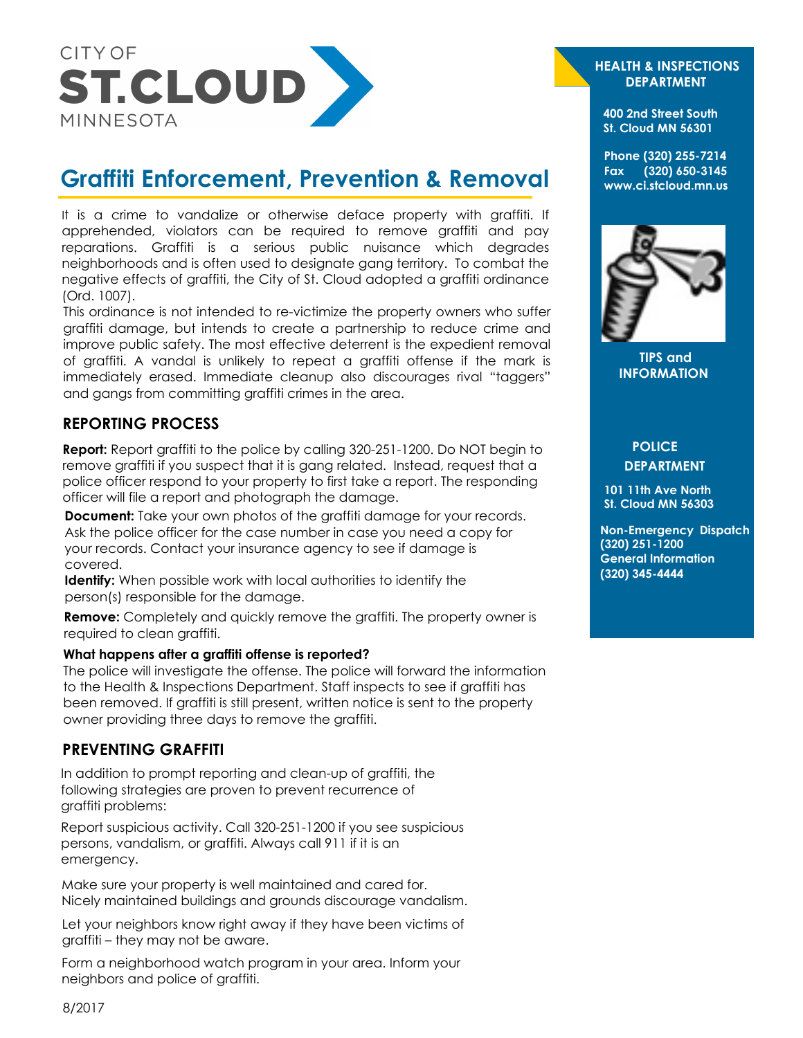CITY OF **ST. CLOUD** MINNESOTA

# Graffiti Enforcement, Prevention & Removal

It is a crime to vandalize or otherwise deface property with graffiti. If apprehended, violators can be required to remove graffiti and pay reparations. Graffiti is a serious public nuisance which degrades neighborhoods and is often used to designate gang territory. To combat the negative effects of graffiti, the City of St. Cloud adopted a graffiti ordinance (Ord. 1007).

This ordinance is not intended to re-victimize the property owners who suffer graffiti damage, but intends to create a partnership to reduce crime and improve public safety. The most effective deterrent is the expedient removal of graffiti. A vandal is unlikely to repeat a graffiti offense if the mark is immediately erased. Immediate cleanup also discourages rival "taggers" and gangs from committing graffiti crimes in the area.

## REPORTING PROCESS

**Report:** Report graffiti to the police by calling 320-251-1200. Do NOT begin to remove graffiti if you suspect that it is gang related. Instead, request that a police officer respond to your property to first take a report. The responding officer will file a report and photograph the damage.

**Document:** Take your own photos of the graffiti damage for your records. Ask the police officer for the case number in case you need a copy for your records. Contact your insurance agency to see if damage is covered.

**Identify:** When possible work with local authorities to identify the person(s) responsible for the damage.

**Remove:** Completely and quickly remove the graffiti. The property owner is required to clean graffiti.

**What happens after a graffiti offense is reported?**

The police will investigate the offense. The police will forward the information to the Health & Inspections Department. Staff inspects to see if graffiti has been removed. If graffiti is still present, written notice is sent to the property owner providing three days to remove the graffiti.

## PREVENTING GRAFFITI

In addition to prompt reporting and clean-up of graffiti, the following strategies are proven to prevent recurrence of graffiti problems:

Report suspicious activity. Call 320-251-1200 if you see suspicious persons, vandalism, or graffiti. Always call 911 if it is an emergency.

Make sure your property is well maintained and cared for. Nicely maintained buildings and grounds discourage vandalism.

Let your neighbors know right away if they have been victims of graffiti – they may not be aware.

Form a neighborhood watch program in your area. Inform your neighbors and police of graffiti.

8/2017

**HEALTH & INSPECTIONS DEPARTMENT**

**400 2nd Street South**
**St. Cloud MN 56301**

**Phone (320) 255-7214**
**Fax (320) 650-3145**
**www.ci.stcloud.mn.us**

**TIPS and INFORMATION**

**POLICE DEPARTMENT**

**101 11th Ave North**
**St. Cloud MN 56303**

**Non-Emergency Dispatch**
**(320) 251-1200**
**General Information**
**(320) 345-4444**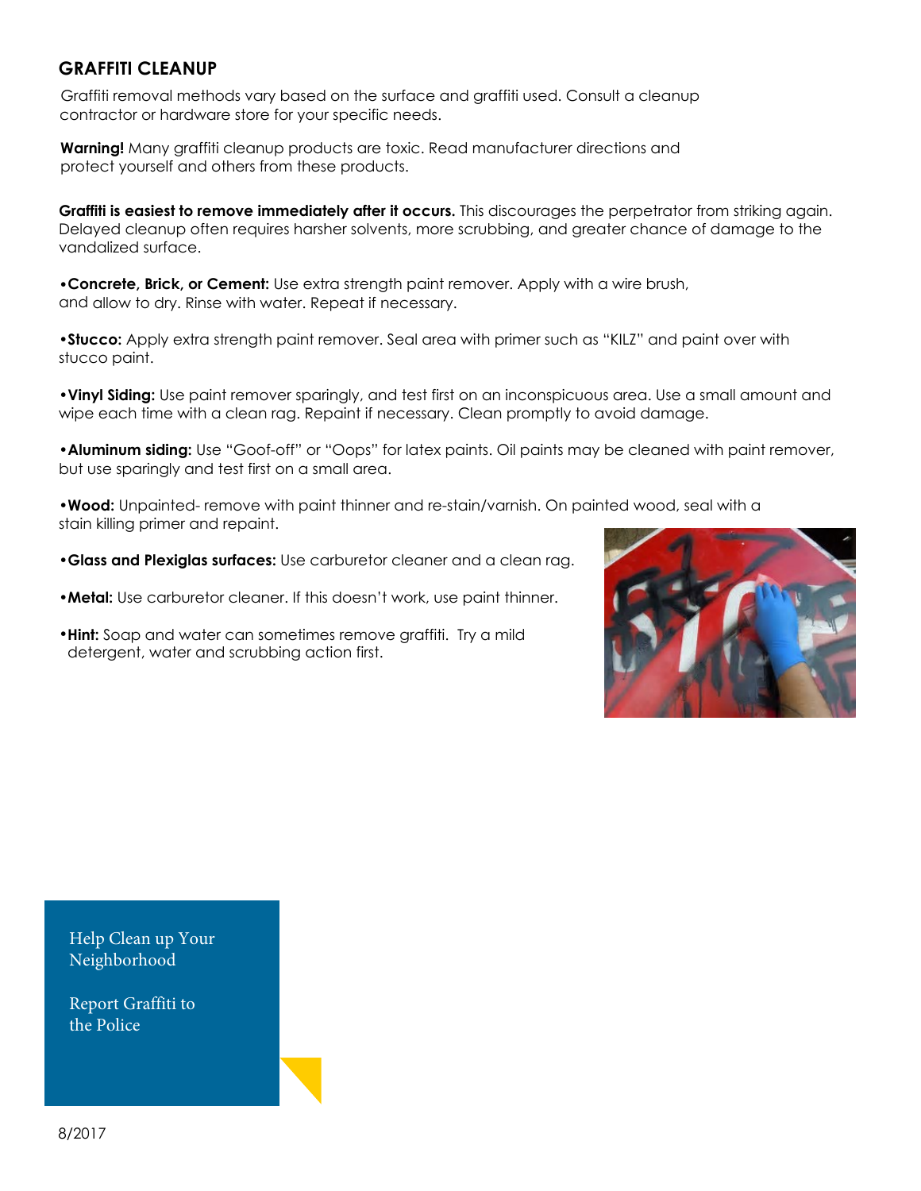## GRAFFITI CLEANUP

Graffiti removal methods vary based on the surface and graffiti used. Consult a cleanup contractor or hardware store for your specific needs.

**Warning!** Many graffiti cleanup products are toxic. Read manufacturer directions and protect yourself and others from these products.

**Graffiti is easiest to remove immediately after it occurs.** This discourages the perpetrator from striking again. Delayed cleanup often requires harsher solvents, more scrubbing, and greater chance of damage to the vandalized surface.

- **Concrete, Brick, or Cement:** Use extra strength paint remover. Apply with a wire brush, and allow to dry. Rinse with water. Repeat if necessary.
- **Stucco:** Apply extra strength paint remover. Seal area with primer such as "KILZ" and paint over with stucco paint.
- **Vinyl Siding:** Use paint remover sparingly, and test first on an inconspicuous area. Use a small amount and wipe each time with a clean rag. Repaint if necessary. Clean promptly to avoid damage.
- **Aluminum siding:** Use "Goof-off" or "Oops" for latex paints. Oil paints may be cleaned with paint remover, but use sparingly and test first on a small area.
- **Wood:** Unpainted- remove with paint thinner and re-stain/varnish. On painted wood, seal with a stain killing primer and repaint.
- **Glass and Plexiglas surfaces:** Use carburetor cleaner and a clean rag.
- **Metal:** Use carburetor cleaner. If this doesn't work, use paint thinner.
- **Hint:** Soap and water can sometimes remove graffiti. Try a mild detergent, water and scrubbing action first.

Help Clean up Your Neighborhood

Report Graffiti to the Police

8/2017